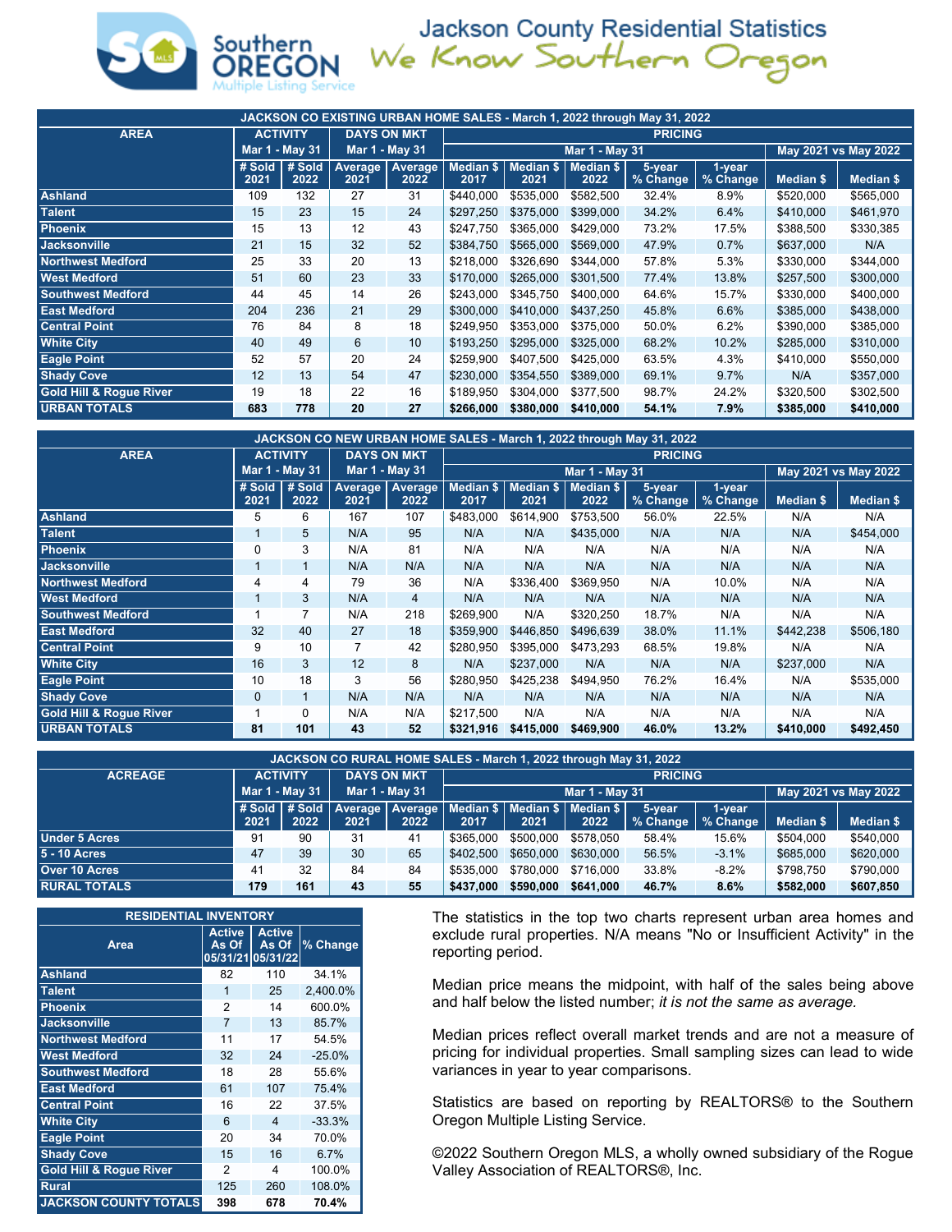# Jackson County Residential Statistics

Southern OREGON Multiple Listing Service

We Know Southern Oregon

| JACKSON CO EXISTING URBAN HOME SALES - March 1, 2022 through May 31, 2022 | | | | | | | | | | | |
|---|---|---|---|---|---|---|---|---|---|---|---|
| AREA | ACTIVITY | | DAYS ON MKT | | PRICING | | | | | | |
| | Mar 1 - May 31 | | Mar 1 - May 31 | | Mar 1 - May 31 | | | | | May 2021 vs May 2022 | |
| | # Sold 2021 | # Sold 2022 | Average 2021 | Average 2022 | Median $ 2017 | Median $ 2021 | Median $ 2022 | 5-year % Change | 1-year % Change | Median $ | Median $ |
| Ashland | 109 | 132 | 27 | 31 | $440,000 | $535,000 | $582,500 | 32.4% | 8.9% | $520,000 | $565,000 |
| Talent | 15 | 23 | 15 | 24 | $297,250 | $375,000 | $399,000 | 34.2% | 6.4% | $410,000 | $461,970 |
| Phoenix | 15 | 13 | 12 | 43 | $247,750 | $365,000 | $429,000 | 73.2% | 17.5% | $388,500 | $330,385 |
| Jacksonville | 21 | 15 | 32 | 52 | $384,750 | $565,000 | $569,000 | 47.9% | 0.7% | $637,000 | N/A |
| Northwest Medford | 25 | 33 | 20 | 13 | $218,000 | $326,690 | $344,000 | 57.8% | 5.3% | $330,000 | $344,000 |
| West Medford | 51 | 60 | 23 | 33 | $170,000 | $265,000 | $301,500 | 77.4% | 13.8% | $257,500 | $300,000 |
| Southwest Medford | 44 | 45 | 14 | 26 | $243,000 | $345,750 | $400,000 | 64.6% | 15.7% | $330,000 | $400,000 |
| East Medford | 204 | 236 | 21 | 29 | $300,000 | $410,000 | $437,250 | 45.8% | 6.6% | $385,000 | $438,000 |
| Central Point | 76 | 84 | 8 | 18 | $249,950 | $353,000 | $375,000 | 50.0% | 6.2% | $390,000 | $385,000 |
| White City | 40 | 49 | 6 | 10 | $193,250 | $295,000 | $325,000 | 68.2% | 10.2% | $285,000 | $310,000 |
| Eagle Point | 52 | 57 | 20 | 24 | $259,900 | $407,500 | $425,000 | 63.5% | 4.3% | $410,000 | $550,000 |
| Shady Cove | 12 | 13 | 54 | 47 | $230,000 | $354,550 | $389,000 | 69.1% | 9.7% | N/A | $357,000 |
| Gold Hill & Rogue River | 19 | 18 | 22 | 16 | $189,950 | $304,000 | $377,500 | 98.7% | 24.2% | $320,500 | $302,500 |
| **URBAN TOTALS** | **683** | **778** | **20** | **27** | **$266,000** | **$380,000** | **$410,000** | **54.1%** | **7.9%** | **$385,000** | **$410,000** |

| JACKSON CO NEW URBAN HOME SALES - March 1, 2022 through May 31, 2022 | | | | | | | | | | | |
|---|---|---|---|---|---|---|---|---|---|---|---|
| AREA | ACTIVITY | | DAYS ON MKT | | PRICING | | | | | | |
| | Mar 1 - May 31 | | Mar 1 - May 31 | | Mar 1 - May 31 | | | | | May 2021 vs May 2022 | |
| | # Sold 2021 | # Sold 2022 | Average 2021 | Average 2022 | Median $ 2017 | Median $ 2021 | Median $ 2022 | 5-year % Change | 1-year % Change | Median $ | Median $ |
| Ashland | 5 | 6 | 167 | 107 | $483,000 | $614,900 | $753,500 | 56.0% | 22.5% | N/A | N/A |
| Talent | 1 | 5 | N/A | 95 | N/A | N/A | $435,000 | N/A | N/A | N/A | $454,000 |
| Phoenix | 0 | 3 | N/A | 81 | N/A | N/A | N/A | N/A | N/A | N/A | N/A |
| Jacksonville | 1 | 1 | N/A | N/A | N/A | N/A | N/A | N/A | N/A | N/A | N/A |
| Northwest Medford | 4 | 4 | 79 | 36 | N/A | $336,400 | $369,950 | N/A | 10.0% | N/A | N/A |
| West Medford | 1 | 3 | N/A | 4 | N/A | N/A | N/A | N/A | N/A | N/A | N/A |
| Southwest Medford | 1 | 7 | N/A | 218 | $269,900 | N/A | $320,250 | 18.7% | N/A | N/A | N/A |
| East Medford | 32 | 40 | 27 | 18 | $359,900 | $446,850 | $496,639 | 38.0% | 11.1% | $442,238 | $506,180 |
| Central Point | 9 | 10 | 7 | 42 | $280,950 | $395,000 | $473,293 | 68.5% | 19.8% | N/A | N/A |
| White City | 16 | 3 | 12 | 8 | N/A | $237,000 | N/A | N/A | N/A | $237,000 | N/A |
| Eagle Point | 10 | 18 | 3 | 56 | $280,950 | $425,238 | $494,950 | 76.2% | 16.4% | N/A | $535,000 |
| Shady Cove | 0 | 1 | N/A | N/A | N/A | N/A | N/A | N/A | N/A | N/A | N/A |
| Gold Hill & Rogue River | 1 | 0 | N/A | N/A | $217,500 | N/A | N/A | N/A | N/A | N/A | N/A |
| **URBAN TOTALS** | **81** | **101** | **43** | **52** | **$321,916** | **$415,000** | **$469,900** | **46.0%** | **13.2%** | **$410,000** | **$492,450** |

| JACKSON CO RURAL HOME SALES - March 1, 2022 through May 31, 2022 | | | | | | | | | | | |
|---|---|---|---|---|---|---|---|---|---|---|---|
| ACREAGE | ACTIVITY | | DAYS ON MKT | | PRICING | | | | | | |
| | Mar 1 - May 31 | | Mar 1 - May 31 | | Mar 1 - May 31 | | | | | May 2021 vs May 2022 | |
| | # Sold 2021 | # Sold 2022 | Average 2021 | Average 2022 | Median $ 2017 | Median $ 2021 | Median $ 2022 | 5-year % Change | 1-year % Change | Median $ | Median $ |
| Under 5 Acres | 91 | 90 | 31 | 41 | $365,000 | $500,000 | $578,050 | 58.4% | 15.6% | $504,000 | $540,000 |
| 5 - 10 Acres | 47 | 39 | 30 | 65 | $402,500 | $650,000 | $630,000 | 56.5% | -3.1% | $685,000 | $620,000 |
| Over 10 Acres | 41 | 32 | 84 | 84 | $535,000 | $780,000 | $716,000 | 33.8% | -8.2% | $798,750 | $790,000 |
| **RURAL TOTALS** | **179** | **161** | **43** | **55** | **$437,000** | **$590,000** | **$641,000** | **46.7%** | **8.6%** | **$582,000** | **$607,850** |

| RESIDENTIAL INVENTORY | | | |
|---|---|---|---|
| Area | Active As Of 05/31/21 | Active As Of 05/31/22 | % Change |
| Ashland | 82 | 110 | 34.1% |
| Talent | 1 | 25 | 2,400.0% |
| Phoenix | 2 | 14 | 600.0% |
| Jacksonville | 7 | 13 | 85.7% |
| Northwest Medford | 11 | 17 | 54.5% |
| West Medford | 32 | 24 | -25.0% |
| Southwest Medford | 18 | 28 | 55.6% |
| East Medford | 61 | 107 | 75.4% |
| Central Point | 16 | 22 | 37.5% |
| White City | 6 | 4 | -33.3% |
| Eagle Point | 20 | 34 | 70.0% |
| Shady Cove | 15 | 16 | 6.7% |
| Gold Hill & Rogue River | 2 | 4 | 100.0% |
| Rural | 125 | 260 | 108.0% |
| **JACKSON COUNTY TOTALS** | **398** | **678** | **70.4%** |

The statistics in the top two charts represent urban area homes and exclude rural properties. N/A means "No or Insufficient Activity" in the reporting period.

Median price means the midpoint, with half of the sales being above and half below the listed number; *it is not the same as average.*

Median prices reflect overall market trends and are not a measure of pricing for individual properties. Small sampling sizes can lead to wide variances in year to year comparisons.

Statistics are based on reporting by REALTORS® to the Southern Oregon Multiple Listing Service.

©2022 Southern Oregon MLS, a wholly owned subsidiary of the Rogue Valley Association of REALTORS®, Inc.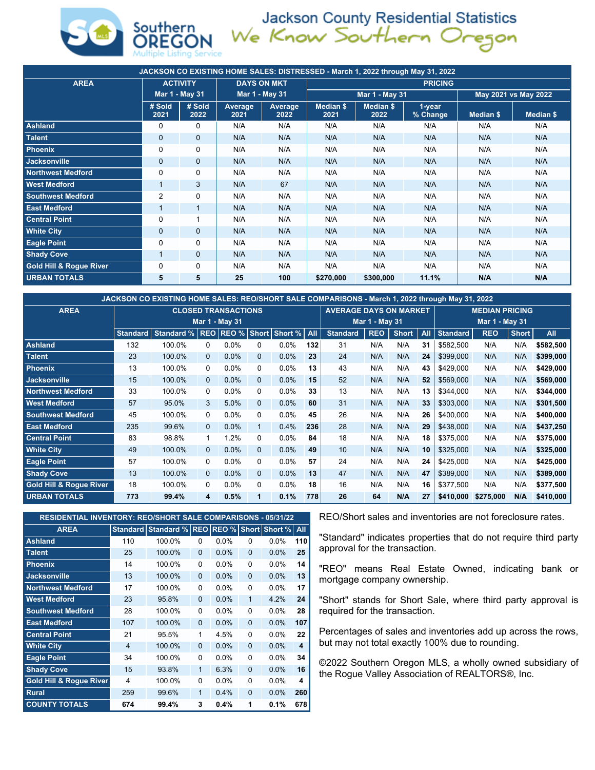# Jackson County Residential Statistics

We Know Southern Oregon

| JACKSON CO EXISTING HOME SALES: DISTRESSED - March 1, 2022 through May 31, 2022 | | | | | | | | | |
|---|---|---|---|---|---|---|---|---|---|
| AREA | ACTIVITY | | DAYS ON MKT | | PRICING | | | | |
| | Mar 1 - May 31 | | Mar 1 - May 31 | | Mar 1 - May 31 | | | May 2021 vs May 2022 | |
| | # Sold 2021 | # Sold 2022 | Average 2021 | Average 2022 | Median $ 2021 | Median $ 2022 | 1-year % Change | Median $ | Median $ |
| Ashland | 0 | 0 | N/A | N/A | N/A | N/A | N/A | N/A | N/A |
| Talent | 0 | 0 | N/A | N/A | N/A | N/A | N/A | N/A | N/A |
| Phoenix | 0 | 0 | N/A | N/A | N/A | N/A | N/A | N/A | N/A |
| Jacksonville | 0 | 0 | N/A | N/A | N/A | N/A | N/A | N/A | N/A |
| Northwest Medford | 0 | 0 | N/A | N/A | N/A | N/A | N/A | N/A | N/A |
| West Medford | 1 | 3 | N/A | 67 | N/A | N/A | N/A | N/A | N/A |
| Southwest Medford | 2 | 0 | N/A | N/A | N/A | N/A | N/A | N/A | N/A |
| East Medford | 1 | 1 | N/A | N/A | N/A | N/A | N/A | N/A | N/A |
| Central Point | 0 | 1 | N/A | N/A | N/A | N/A | N/A | N/A | N/A |
| White City | 0 | 0 | N/A | N/A | N/A | N/A | N/A | N/A | N/A |
| Eagle Point | 0 | 0 | N/A | N/A | N/A | N/A | N/A | N/A | N/A |
| Shady Cove | 1 | 0 | N/A | N/A | N/A | N/A | N/A | N/A | N/A |
| Gold Hill & Rogue River | 0 | 0 | N/A | N/A | N/A | N/A | N/A | N/A | N/A |
| **URBAN TOTALS** | **5** | **5** | **25** | **100** | **$270,000** | **$300,000** | **11.1%** | **N/A** | **N/A** |

| JACKSON CO EXISTING HOME SALES: REO/SHORT SALE COMPARISONS - March 1, 2022 through May 31, 2022 | | | | | | | | | | | | | | | | |
|---|---|---|---|---|---|---|---|---|---|---|---|---|---|---|---|---|
| AREA | CLOSED TRANSACTIONS | | | | | | | AVERAGE DAYS ON MARKET | | | | MEDIAN PRICING | | | | |
| | Mar 1 - May 31 | | | | | | | Mar 1 - May 31 | | | | Mar 1 - May 31 | | | | |
| | Standard | Standard % | REO | REO % | Short | Short % | All | Standard | REO | Short | All | Standard | REO | Short | All |
| Ashland | 132 | 100.0% | 0 | 0.0% | 0 | 0.0% | **132** | 31 | N/A | N/A | **31** | $582,500 | N/A | N/A | **$582,500** |
| Talent | 23 | 100.0% | 0 | 0.0% | 0 | 0.0% | **23** | 24 | N/A | N/A | **24** | $399,000 | N/A | N/A | **$399,000** |
| Phoenix | 13 | 100.0% | 0 | 0.0% | 0 | 0.0% | **13** | 43 | N/A | N/A | **43** | $429,000 | N/A | N/A | **$429,000** |
| Jacksonville | 15 | 100.0% | 0 | 0.0% | 0 | 0.0% | **15** | 52 | N/A | N/A | **52** | $569,000 | N/A | N/A | **$569,000** |
| Northwest Medford | 33 | 100.0% | 0 | 0.0% | 0 | 0.0% | **33** | 13 | N/A | N/A | **13** | $344,000 | N/A | N/A | **$344,000** |
| West Medford | 57 | 95.0% | 3 | 5.0% | 0 | 0.0% | **60** | 31 | N/A | N/A | **33** | $303,000 | N/A | N/A | **$301,500** |
| Southwest Medford | 45 | 100.0% | 0 | 0.0% | 0 | 0.0% | **45** | 26 | N/A | N/A | **26** | $400,000 | N/A | N/A | **$400,000** |
| East Medford | 235 | 99.6% | 0 | 0.0% | 1 | 0.4% | **236** | 28 | N/A | N/A | **29** | $438,000 | N/A | N/A | **$437,250** |
| Central Point | 83 | 98.8% | 1 | 1.2% | 0 | 0.0% | **84** | 18 | N/A | N/A | **18** | $375,000 | N/A | N/A | **$375,000** |
| White City | 49 | 100.0% | 0 | 0.0% | 0 | 0.0% | **49** | 10 | N/A | N/A | **10** | $325,000 | N/A | N/A | **$325,000** |
| Eagle Point | 57 | 100.0% | 0 | 0.0% | 0 | 0.0% | **57** | 24 | N/A | N/A | **24** | $425,000 | N/A | N/A | **$425,000** |
| Shady Cove | 13 | 100.0% | 0 | 0.0% | 0 | 0.0% | **13** | 47 | N/A | N/A | **47** | $389,000 | N/A | N/A | **$389,000** |
| Gold Hill & Rogue River | 18 | 100.0% | 0 | 0.0% | 0 | 0.0% | **18** | 16 | N/A | N/A | **16** | $377,500 | N/A | N/A | **$377,500** |
| **URBAN TOTALS** | **773** | **99.4%** | **4** | **0.5%** | **1** | **0.1%** | **778** | **26** | **64** | **N/A** | **27** | **$410,000** | **$275,000** | **N/A** | **$410,000** |

| RESIDENTIAL INVENTORY: REO/SHORT SALE COMPARISONS - 05/31/22 | | | | | | | |
|---|---|---|---|---|---|---|---|
| AREA | Standard | Standard % | REO | REO % | Short | Short % | All |
| Ashland | 110 | 100.0% | 0 | 0.0% | 0 | 0.0% | **110** |
| Talent | 25 | 100.0% | 0 | 0.0% | 0 | 0.0% | **25** |
| Phoenix | 14 | 100.0% | 0 | 0.0% | 0 | 0.0% | **14** |
| Jacksonville | 13 | 100.0% | 0 | 0.0% | 0 | 0.0% | **13** |
| Northwest Medford | 17 | 100.0% | 0 | 0.0% | 0 | 0.0% | **17** |
| West Medford | 23 | 95.8% | 0 | 0.0% | 1 | 4.2% | **24** |
| Southwest Medford | 28 | 100.0% | 0 | 0.0% | 0 | 0.0% | **28** |
| East Medford | 107 | 100.0% | 0 | 0.0% | 0 | 0.0% | **107** |
| Central Point | 21 | 95.5% | 1 | 4.5% | 0 | 0.0% | **22** |
| White City | 4 | 100.0% | 0 | 0.0% | 0 | 0.0% | **4** |
| Eagle Point | 34 | 100.0% | 0 | 0.0% | 0 | 0.0% | **34** |
| Shady Cove | 15 | 93.8% | 1 | 6.3% | 0 | 0.0% | **16** |
| Gold Hill & Rogue River | 4 | 100.0% | 0 | 0.0% | 0 | 0.0% | **4** |
| Rural | 259 | 99.6% | 1 | 0.4% | 0 | 0.0% | **260** |
| **COUNTY TOTALS** | **674** | **99.4%** | **3** | **0.4%** | **1** | **0.1%** | **678** |

REO/Short sales and inventories are not foreclosure rates.

"Standard" indicates properties that do not require third party approval for the transaction.

"REO" means Real Estate Owned, indicating bank or mortgage company ownership.

"Short" stands for Short Sale, where third party approval is required for the transaction.

Percentages of sales and inventories add up across the rows, but may not total exactly 100% due to rounding.

©2022 Southern Oregon MLS, a wholly owned subsidiary of the Rogue Valley Association of REALTORS®, Inc.